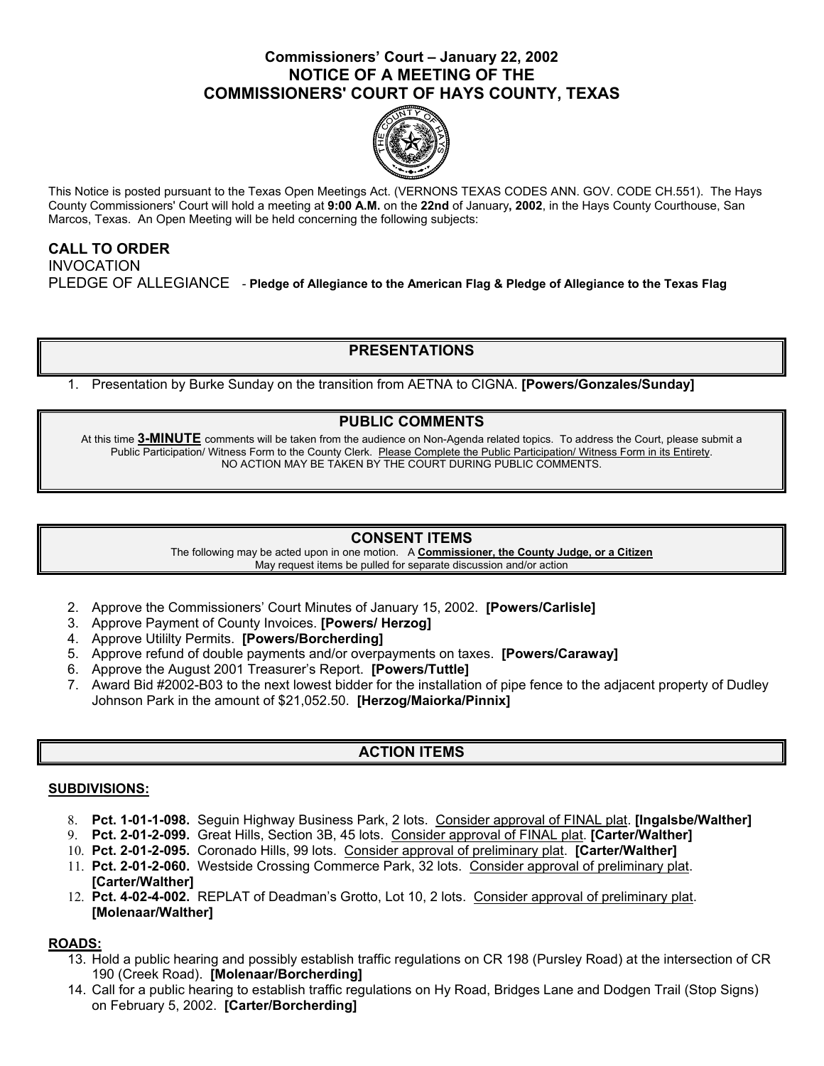# Commissioners' Court – January 22, 2002
# NOTICE OF A MEETING OF THE COMMISSIONERS' COURT OF HAYS COUNTY, TEXAS

This Notice is posted pursuant to the Texas Open Meetings Act. (VERNONS TEXAS CODES ANN. GOV. CODE CH.551). The Hays County Commissioners' Court will hold a meeting at **9:00 A.M.** on the **22nd** of January**, 2002**, in the Hays County Courthouse, San Marcos, Texas. An Open Meeting will be held concerning the following subjects:

**CALL TO ORDER**
INVOCATION
PLEDGE OF ALLEGIANCE - **Pledge of Allegiance to the American Flag & Pledge of Allegiance to the Texas Flag**

## PRESENTATIONS

1. Presentation by Burke Sunday on the transition from AETNA to CIGNA. **[Powers/Gonzales/Sunday]**

## PUBLIC COMMENTS

At this time **3-MINUTE** comments will be taken from the audience on Non-Agenda related topics. To address the Court, please submit a Public Participation/ Witness Form to the County Clerk. Please Complete the Public Participation/ Witness Form in its Entirety. NO ACTION MAY BE TAKEN BY THE COURT DURING PUBLIC COMMENTS.

## CONSENT ITEMS

The following may be acted upon in one motion. A **Commissioner, the County Judge, or a Citizen** May request items be pulled for separate discussion and/or action

2. Approve the Commissioners' Court Minutes of January 15, 2002. **[Powers/Carlisle]**
3. Approve Payment of County Invoices. **[Powers/ Herzog]**
4. Approve Utililty Permits. **[Powers/Borcherding]**
5. Approve refund of double payments and/or overpayments on taxes. **[Powers/Caraway]**
6. Approve the August 2001 Treasurer's Report. **[Powers/Tuttle]**
7. Award Bid #2002-B03 to the next lowest bidder for the installation of pipe fence to the adjacent property of Dudley Johnson Park in the amount of $21,052.50. **[Herzog/Maiorka/Pinnix]**

## ACTION ITEMS

### SUBDIVISIONS:

8. **Pct. 1-01-1-098.** Seguin Highway Business Park, 2 lots. Consider approval of FINAL plat. **[Ingalsbe/Walther]**
9. **Pct. 2-01-2-099.** Great Hills, Section 3B, 45 lots. Consider approval of FINAL plat. **[Carter/Walther]**
10. **Pct. 2-01-2-095.** Coronado Hills, 99 lots. Consider approval of preliminary plat. **[Carter/Walther]**
11. **Pct. 2-01-2-060.** Westside Crossing Commerce Park, 32 lots. Consider approval of preliminary plat. **[Carter/Walther]**
12. **Pct. 4-02-4-002.** REPLAT of Deadman's Grotto, Lot 10, 2 lots. Consider approval of preliminary plat. **[Molenaar/Walther]**

### ROADS:

13. Hold a public hearing and possibly establish traffic regulations on CR 198 (Pursley Road) at the intersection of CR 190 (Creek Road). **[Molenaar/Borcherding]**
14. Call for a public hearing to establish traffic regulations on Hy Road, Bridges Lane and Dodgen Trail (Stop Signs) on February 5, 2002. **[Carter/Borcherding]**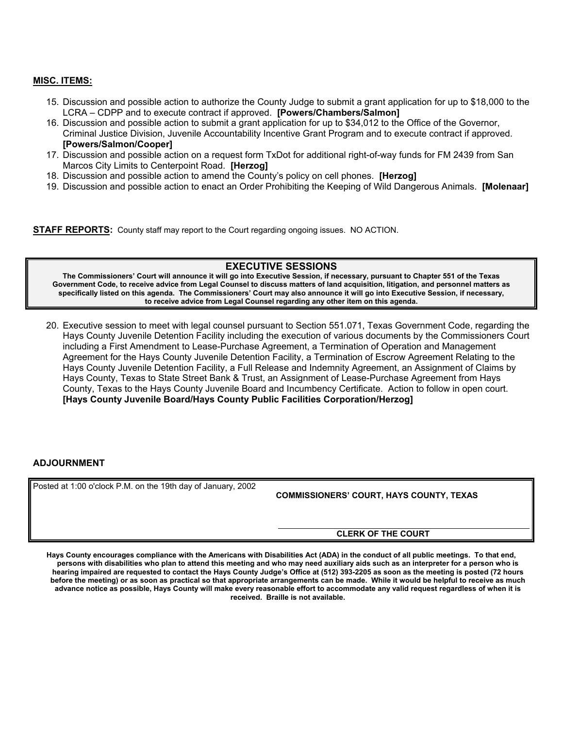**MISC. ITEMS:**

15. Discussion and possible action to authorize the County Judge to submit a grant application for up to $18,000 to the LCRA – CDPP and to execute contract if approved. **[Powers/Chambers/Salmon]**
16. Discussion and possible action to submit a grant application for up to $34,012 to the Office of the Governor, Criminal Justice Division, Juvenile Accountability Incentive Grant Program and to execute contract if approved. **[Powers/Salmon/Cooper]**
17. Discussion and possible action on a request form TxDot for additional right-of-way funds for FM 2439 from San Marcos City Limits to Centerpoint Road. **[Herzog]**
18. Discussion and possible action to amend the County's policy on cell phones. **[Herzog]**
19. Discussion and possible action to enact an Order Prohibiting the Keeping of Wild Dangerous Animals. **[Molenaar]**

**STAFF REPORTS:** County staff may report to the Court regarding ongoing issues. NO ACTION.

## EXECUTIVE SESSIONS

**The Commissioners' Court will announce it will go into Executive Session, if necessary, pursuant to Chapter 551 of the Texas Government Code, to receive advice from Legal Counsel to discuss matters of land acquisition, litigation, and personnel matters as specifically listed on this agenda. The Commissioners' Court may also announce it will go into Executive Session, if necessary, to receive advice from Legal Counsel regarding any other item on this agenda.**

20. Executive session to meet with legal counsel pursuant to Section 551.071, Texas Government Code, regarding the Hays County Juvenile Detention Facility including the execution of various documents by the Commissioners Court including a First Amendment to Lease-Purchase Agreement, a Termination of Operation and Management Agreement for the Hays County Juvenile Detention Facility, a Termination of Escrow Agreement Relating to the Hays County Juvenile Detention Facility, a Full Release and Indemnity Agreement, an Assignment of Claims by Hays County, Texas to State Street Bank & Trust, an Assignment of Lease-Purchase Agreement from Hays County, Texas to the Hays County Juvenile Board and Incumbency Certificate. Action to follow in open court. **[Hays County Juvenile Board/Hays County Public Facilities Corporation/Herzog]**

**ADJOURNMENT**

Posted at 1:00 o'clock P.M. on the 19th day of January, 2002

**COMMISSIONERS' COURT, HAYS COUNTY, TEXAS**

**CLERK OF THE COURT**

**Hays County encourages compliance with the Americans with Disabilities Act (ADA) in the conduct of all public meetings. To that end, persons with disabilities who plan to attend this meeting and who may need auxiliary aids such as an interpreter for a person who is hearing impaired are requested to contact the Hays County Judge's Office at (512) 393-2205 as soon as the meeting is posted (72 hours before the meeting) or as soon as practical so that appropriate arrangements can be made. While it would be helpful to receive as much advance notice as possible, Hays County will make every reasonable effort to accommodate any valid request regardless of when it is received. Braille is not available.**